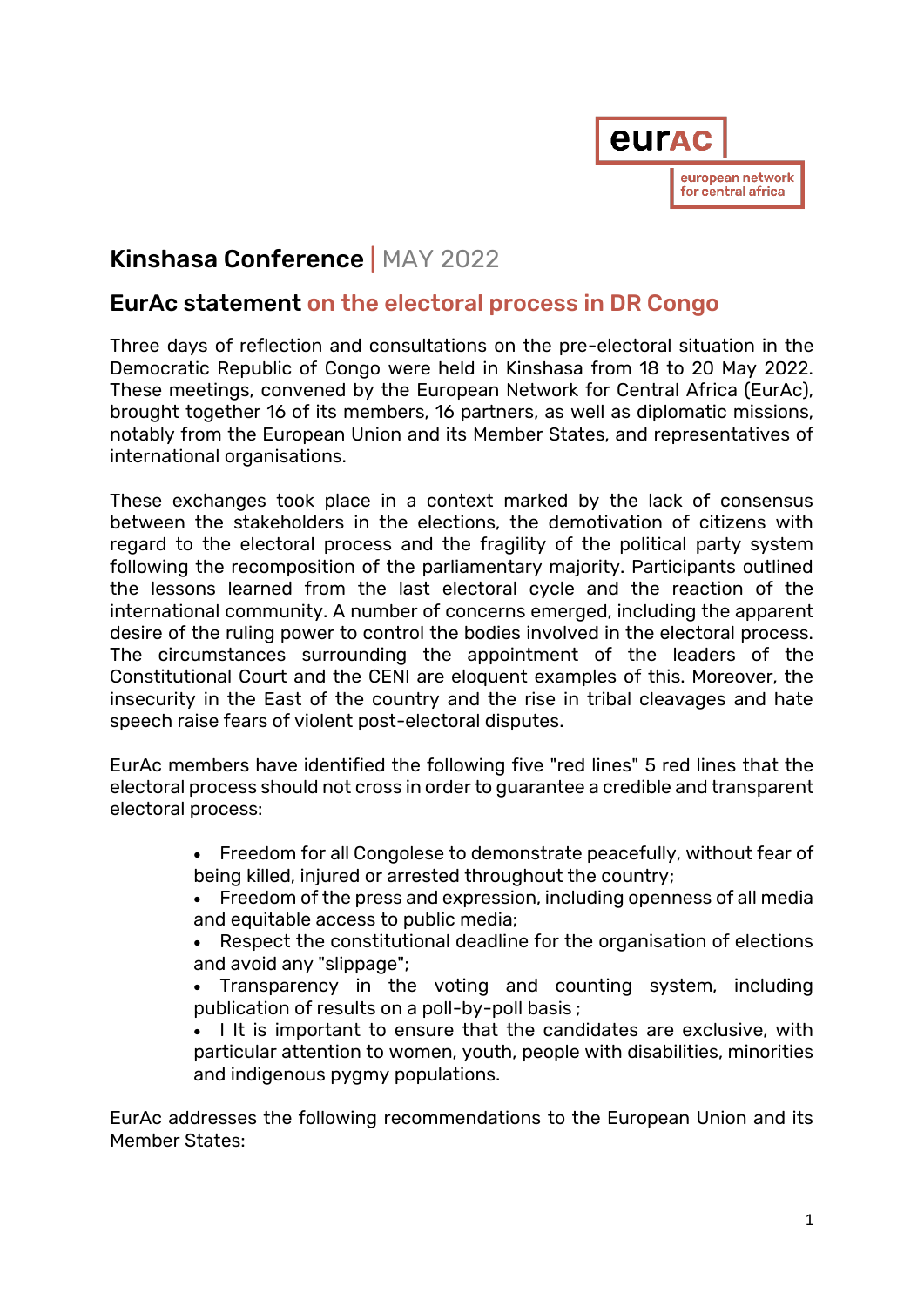# Kinshasa Conference | MAY 2022

## EurAc statement on the electoral process in DR Congo

Three days of reflection and consultations on the pre-electoral situation in the Democratic Republic of Congo were held in Kinshasa from 18 to 20 May 2022. These meetings, convened by the European Network for Central Africa (EurAc), brought together 16 of its members, 16 partners, as well as diplomatic missions, notably from the European Union and its Member States, and representatives of international organisations.

These exchanges took place in a context marked by the lack of consensus between the stakeholders in the elections, the demotivation of citizens with regard to the electoral process and the fragility of the political party system following the recomposition of the parliamentary majority. Participants outlined the lessons learned from the last electoral cycle and the reaction of the international community. A number of concerns emerged, including the apparent desire of the ruling power to control the bodies involved in the electoral process. The circumstances surrounding the appointment of the leaders of the Constitutional Court and the CENI are eloquent examples of this. Moreover, the insecurity in the East of the country and the rise in tribal cleavages and hate speech raise fears of violent post-electoral disputes.

EurAc members have identified the following five "red lines" 5 red lines that the electoral process should not cross in order to guarantee a credible and transparent electoral process:

- Freedom for all Congolese to demonstrate peacefully, without fear of being killed, injured or arrested throughout the country;
- Freedom of the press and expression, including openness of all media and equitable access to public media;
- Respect the constitutional deadline for the organisation of elections and avoid any "slippage";
- Transparency in the voting and counting system, including publication of results on a poll-by-poll basis ;
- I It is important to ensure that the candidates are exclusive, with particular attention to women, youth, people with disabilities, minorities and indigenous pygmy populations.

EurAc addresses the following recommendations to the European Union and its Member States: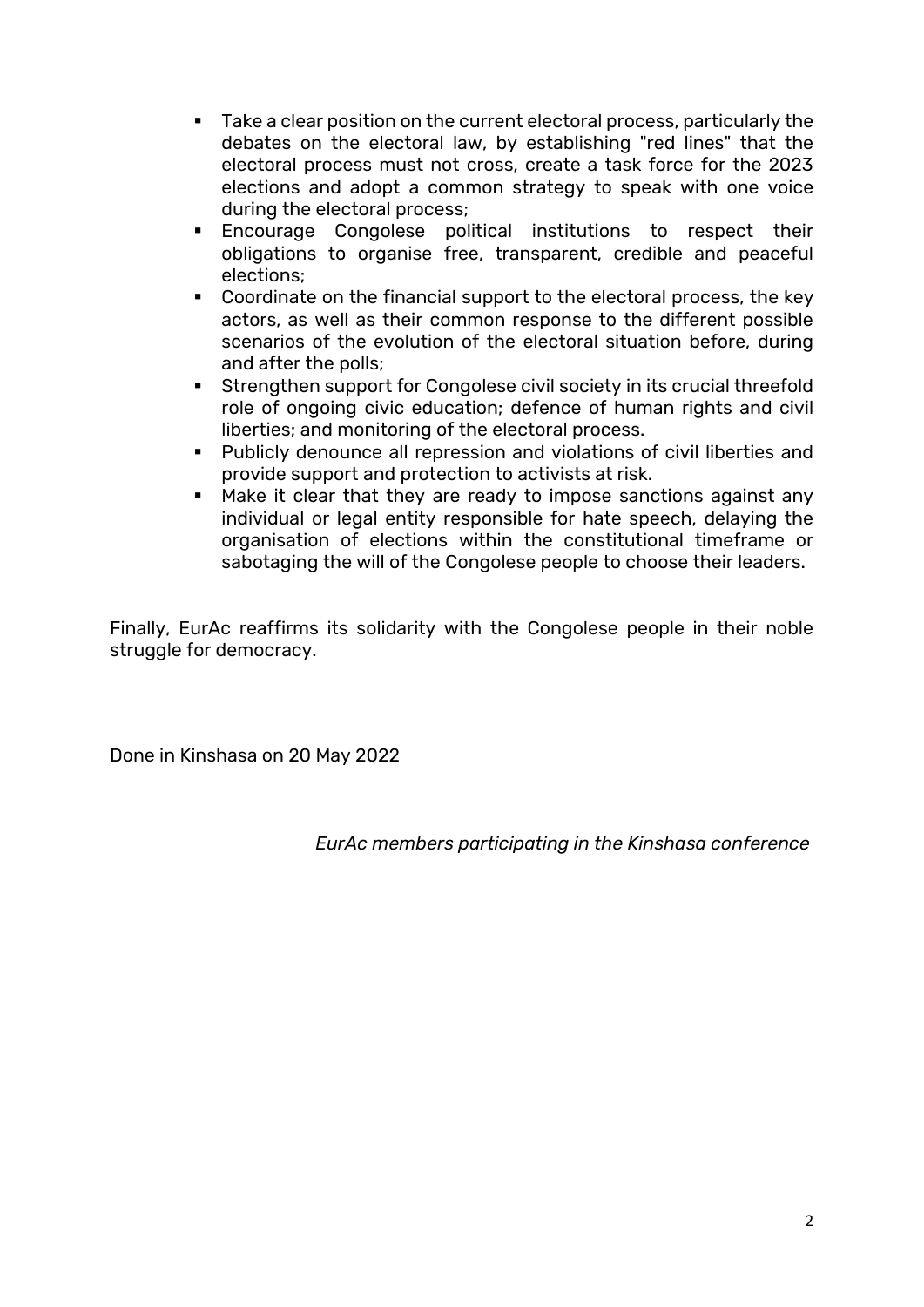- Take a clear position on the current electoral process, particularly the debates on the electoral law, by establishing "red lines" that the electoral process must not cross, create a task force for the 2023 elections and adopt a common strategy to speak with one voice during the electoral process;
- Encourage Congolese political institutions to respect their obligations to organise free, transparent, credible and peaceful elections;
- Coordinate on the financial support to the electoral process, the key actors, as well as their common response to the different possible scenarios of the evolution of the electoral situation before, during and after the polls;
- Strengthen support for Congolese civil society in its crucial threefold role of ongoing civic education; defence of human rights and civil liberties; and monitoring of the electoral process.
- Publicly denounce all repression and violations of civil liberties and provide support and protection to activists at risk.
- Make it clear that they are ready to impose sanctions against any individual or legal entity responsible for hate speech, delaying the organisation of elections within the constitutional timeframe or sabotaging the will of the Congolese people to choose their leaders.

Finally, EurAc reaffirms its solidarity with the Congolese people in their noble struggle for democracy.

Done in Kinshasa on 20 May 2022

*EurAc members participating in the Kinshasa conference*